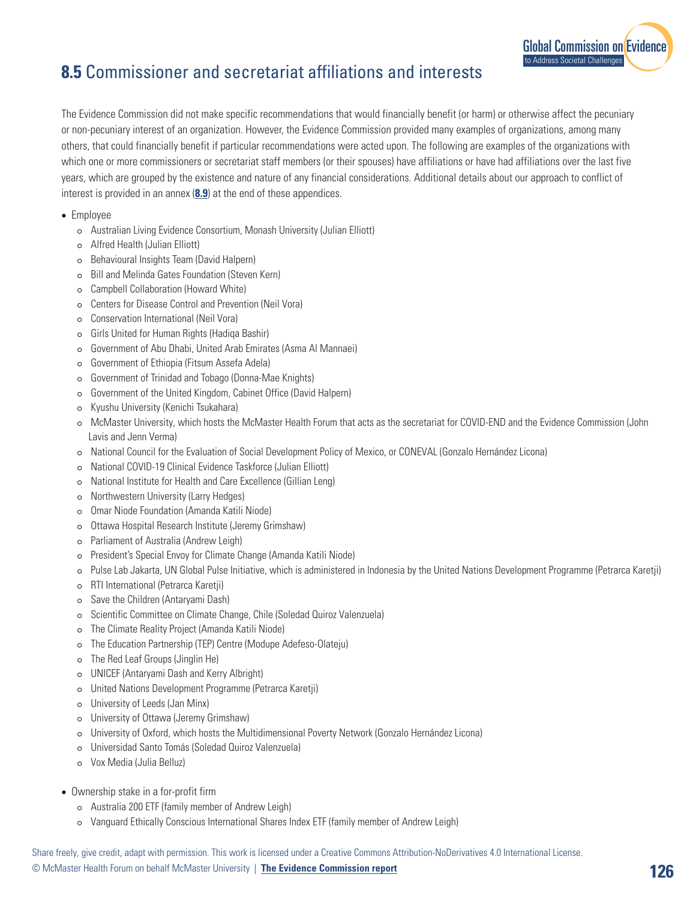## **8.5** Commissioner and secretariat affiliations and interests

The Evidence Commission did not make specific recommendations that would financially benefit (or harm) or otherwise affect the pecuniary or non-pecuniary interest of an organization. However, the Evidence Commission provided many examples of organizations, among many others, that could financially benefit if particular recommendations were acted upon. The following are examples of the organizations with which one or more commissioners or secretariat staff members (or their spouses) have affiliations or have had affiliations over the last five years, which are grouped by the existence and nature of any financial considerations. Additional details about our approach to conflict of interest is provided in an annex (**8.9**) at the end of these appendices.

- Employee
  - Australian Living Evidence Consortium, Monash University (Julian Elliott)
  - Alfred Health (Julian Elliott)
  - Behavioural Insights Team (David Halpern)
  - Bill and Melinda Gates Foundation (Steven Kern)
  - Campbell Collaboration (Howard White)
  - Centers for Disease Control and Prevention (Neil Vora)
  - Conservation International (Neil Vora)
  - Girls United for Human Rights (Hadiqa Bashir)
  - Government of Abu Dhabi, United Arab Emirates (Asma Al Mannaei)
  - Government of Ethiopia (Fitsum Assefa Adela)
  - Government of Trinidad and Tobago (Donna-Mae Knights)
  - Government of the United Kingdom, Cabinet Office (David Halpern)
  - Kyushu University (Kenichi Tsukahara)
  - McMaster University, which hosts the McMaster Health Forum that acts as the secretariat for COVID-END and the Evidence Commission (John Lavis and Jenn Verma)
  - National Council for the Evaluation of Social Development Policy of Mexico, or CONEVAL (Gonzalo Hernández Licona)
  - National COVID-19 Clinical Evidence Taskforce (Julian Elliott)
  - National Institute for Health and Care Excellence (Gillian Leng)
  - Northwestern University (Larry Hedges)
  - Omar Niode Foundation (Amanda Katili Niode)
  - Ottawa Hospital Research Institute (Jeremy Grimshaw)
  - Parliament of Australia (Andrew Leigh)
  - President's Special Envoy for Climate Change (Amanda Katili Niode)
  - Pulse Lab Jakarta, UN Global Pulse Initiative, which is administered in Indonesia by the United Nations Development Programme (Petrarca Karetji)
  - RTI International (Petrarca Karetji)
  - Save the Children (Antaryami Dash)
  - Scientific Committee on Climate Change, Chile (Soledad Quiroz Valenzuela)
  - The Climate Reality Project (Amanda Katili Niode)
  - The Education Partnership (TEP) Centre (Modupe Adefeso-Olateju)
  - The Red Leaf Groups (Jinglin He)
  - UNICEF (Antaryami Dash and Kerry Albright)
  - United Nations Development Programme (Petrarca Karetji)
  - University of Leeds (Jan Minx)
  - University of Ottawa (Jeremy Grimshaw)
  - University of Oxford, which hosts the Multidimensional Poverty Network (Gonzalo Hernández Licona)
  - Universidad Santo Tomás (Soledad Quiroz Valenzuela)
  - Vox Media (Julia Belluz)
- Ownership stake in a for-profit firm
  - Australia 200 ETF (family member of Andrew Leigh)
  - Vanguard Ethically Conscious International Shares Index ETF (family member of Andrew Leigh)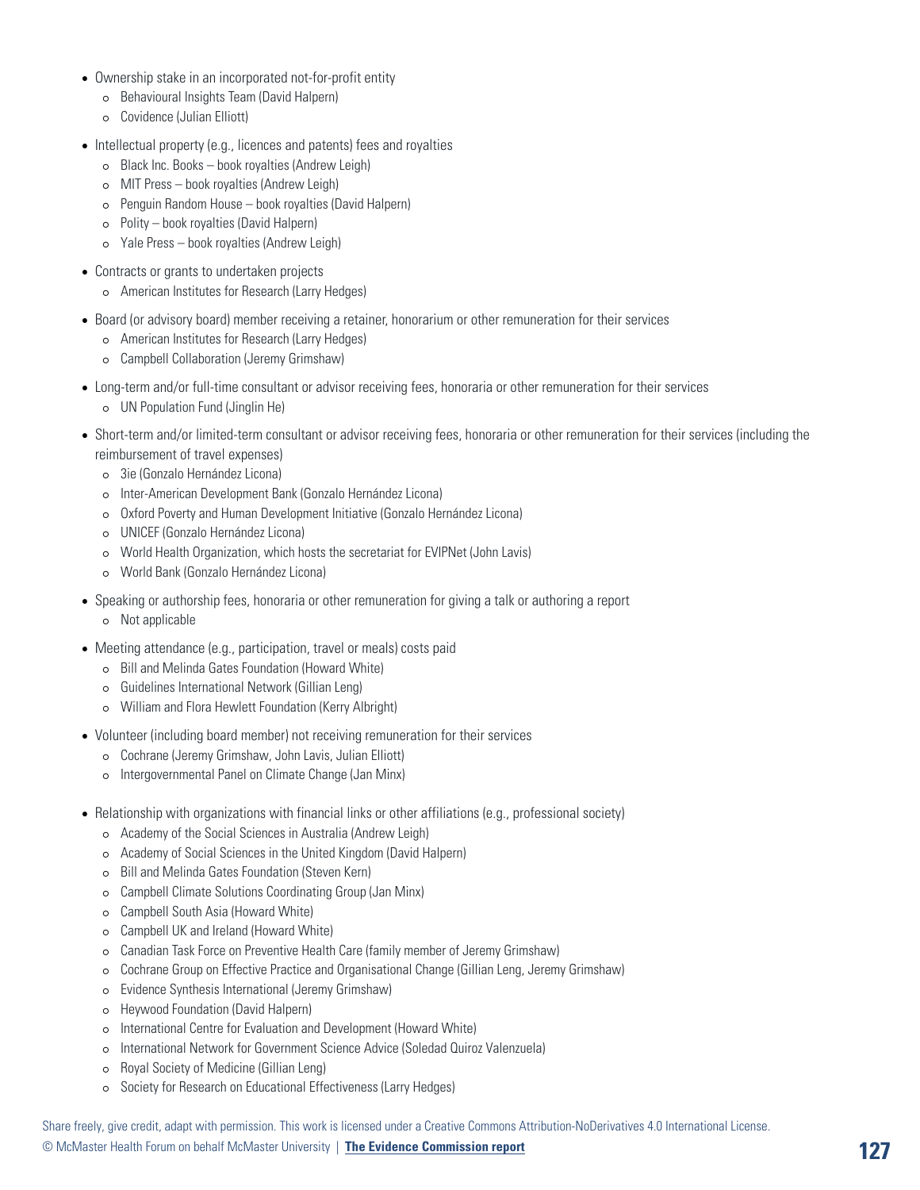- Ownership stake in an incorporated not-for-profit entity
  - Behavioural Insights Team (David Halpern)
  - Covidence (Julian Elliott)
- Intellectual property (e.g., licences and patents) fees and royalties
  - Black Inc. Books – book royalties (Andrew Leigh)
  - MIT Press – book royalties (Andrew Leigh)
  - Penguin Random House – book royalties (David Halpern)
  - Polity – book royalties (David Halpern)
  - Yale Press – book royalties (Andrew Leigh)
- Contracts or grants to undertaken projects
  - American Institutes for Research (Larry Hedges)
- Board (or advisory board) member receiving a retainer, honorarium or other remuneration for their services
  - American Institutes for Research (Larry Hedges)
  - Campbell Collaboration (Jeremy Grimshaw)
- Long-term and/or full-time consultant or advisor receiving fees, honoraria or other remuneration for their services
  - UN Population Fund (Jinglin He)
- Short-term and/or limited-term consultant or advisor receiving fees, honoraria or other remuneration for their services (including the reimbursement of travel expenses)
  - 3ie (Gonzalo Hernández Licona)
  - Inter-American Development Bank (Gonzalo Hernández Licona)
  - Oxford Poverty and Human Development Initiative (Gonzalo Hernández Licona)
  - UNICEF (Gonzalo Hernández Licona)
  - World Health Organization, which hosts the secretariat for EVIPNet (John Lavis)
  - World Bank (Gonzalo Hernández Licona)
- Speaking or authorship fees, honoraria or other remuneration for giving a talk or authoring a report
  - Not applicable
- Meeting attendance (e.g., participation, travel or meals) costs paid
  - Bill and Melinda Gates Foundation (Howard White)
  - Guidelines International Network (Gillian Leng)
  - William and Flora Hewlett Foundation (Kerry Albright)
- Volunteer (including board member) not receiving remuneration for their services
  - Cochrane (Jeremy Grimshaw, John Lavis, Julian Elliott)
  - Intergovernmental Panel on Climate Change (Jan Minx)
- Relationship with organizations with financial links or other affiliations (e.g., professional society)
  - Academy of the Social Sciences in Australia (Andrew Leigh)
  - Academy of Social Sciences in the United Kingdom (David Halpern)
  - Bill and Melinda Gates Foundation (Steven Kern)
  - Campbell Climate Solutions Coordinating Group (Jan Minx)
  - Campbell South Asia (Howard White)
  - Campbell UK and Ireland (Howard White)
  - Canadian Task Force on Preventive Health Care (family member of Jeremy Grimshaw)
  - Cochrane Group on Effective Practice and Organisational Change (Gillian Leng, Jeremy Grimshaw)
  - Evidence Synthesis International (Jeremy Grimshaw)
  - Heywood Foundation (David Halpern)
  - International Centre for Evaluation and Development (Howard White)
  - International Network for Government Science Advice (Soledad Quiroz Valenzuela)
  - Royal Society of Medicine (Gillian Leng)
  - Society for Research on Educational Effectiveness (Larry Hedges)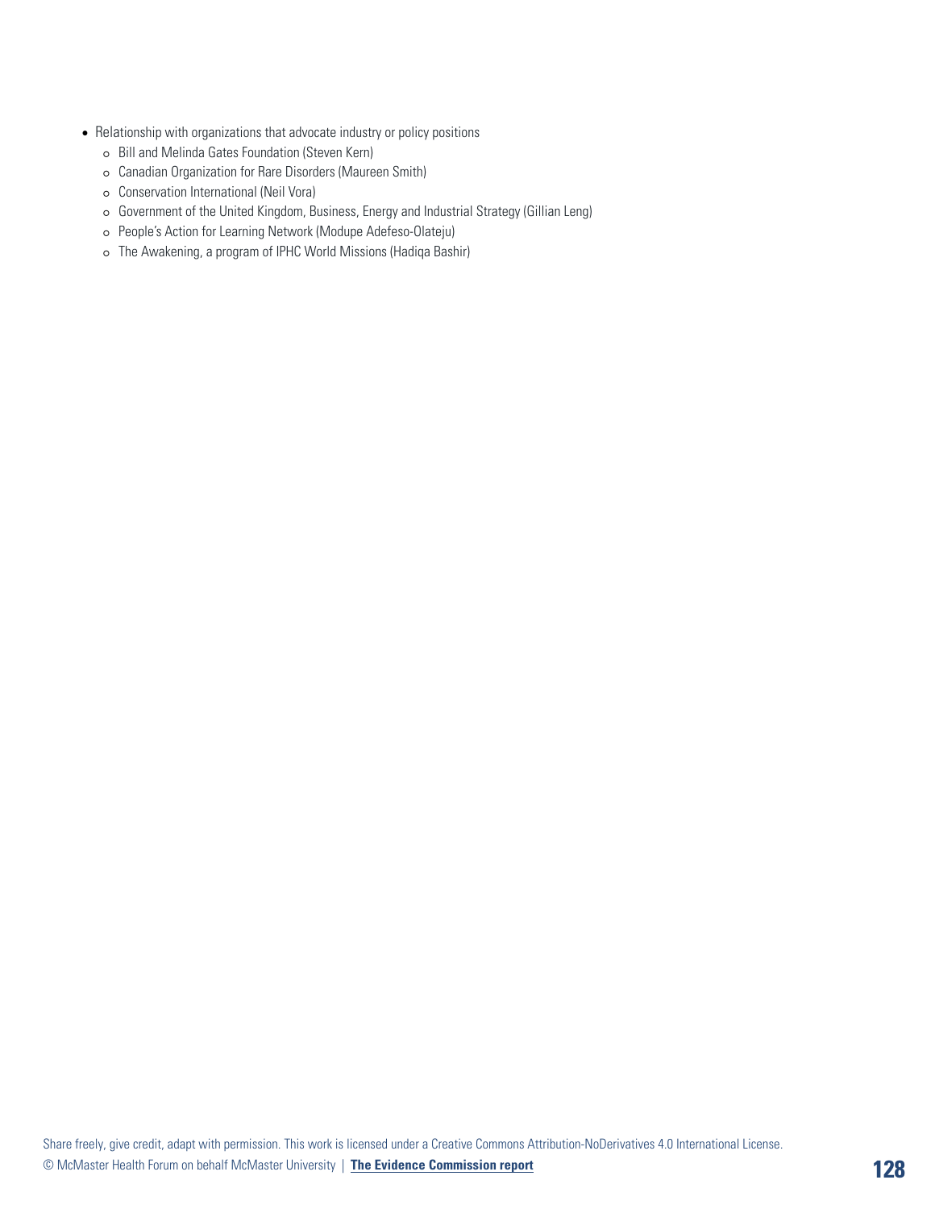- Relationship with organizations that advocate industry or policy positions
  - Bill and Melinda Gates Foundation (Steven Kern)
  - Canadian Organization for Rare Disorders (Maureen Smith)
  - Conservation International (Neil Vora)
  - Government of the United Kingdom, Business, Energy and Industrial Strategy (Gillian Leng)
  - People's Action for Learning Network (Modupe Adefeso-Olateju)
  - The Awakening, a program of IPHC World Missions (Hadiqa Bashir)